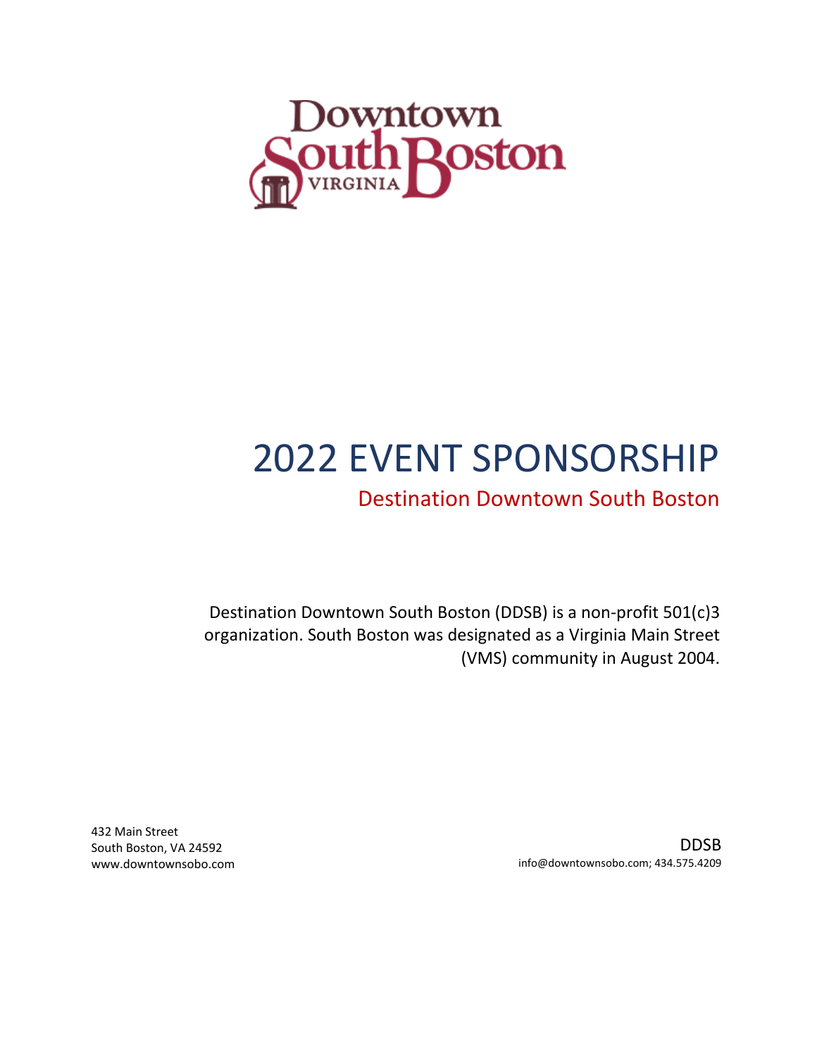Downtown South Boston VIRGINIA

# 2022 EVENT SPONSORSHIP

## Destination Downtown South Boston

Destination Downtown South Boston (DDSB) is a non-profit 501(c)3 organization. South Boston was designated as a Virginia Main Street (VMS) community in August 2004.

432 Main Street
South Boston, VA 24592
www.downtownsobo.com

DDSB
info@downtownsobo.com; 434.575.4209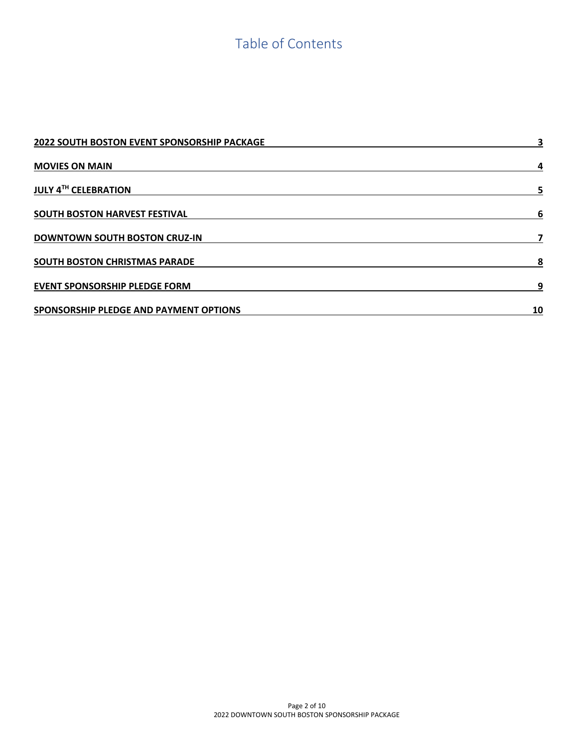# Table of Contents

| | |
|---|---|
| **2022 SOUTH BOSTON EVENT SPONSORSHIP PACKAGE** | **3** |
| **MOVIES ON MAIN** | **4** |
| **JULY 4TH CELEBRATION** | **5** |
| **SOUTH BOSTON HARVEST FESTIVAL** | **6** |
| **DOWNTOWN SOUTH BOSTON CRUZ-IN** | **7** |
| **SOUTH BOSTON CHRISTMAS PARADE** | **8** |
| **EVENT SPONSORSHIP PLEDGE FORM** | **9** |
| **SPONSORSHIP PLEDGE AND PAYMENT OPTIONS** | **10** |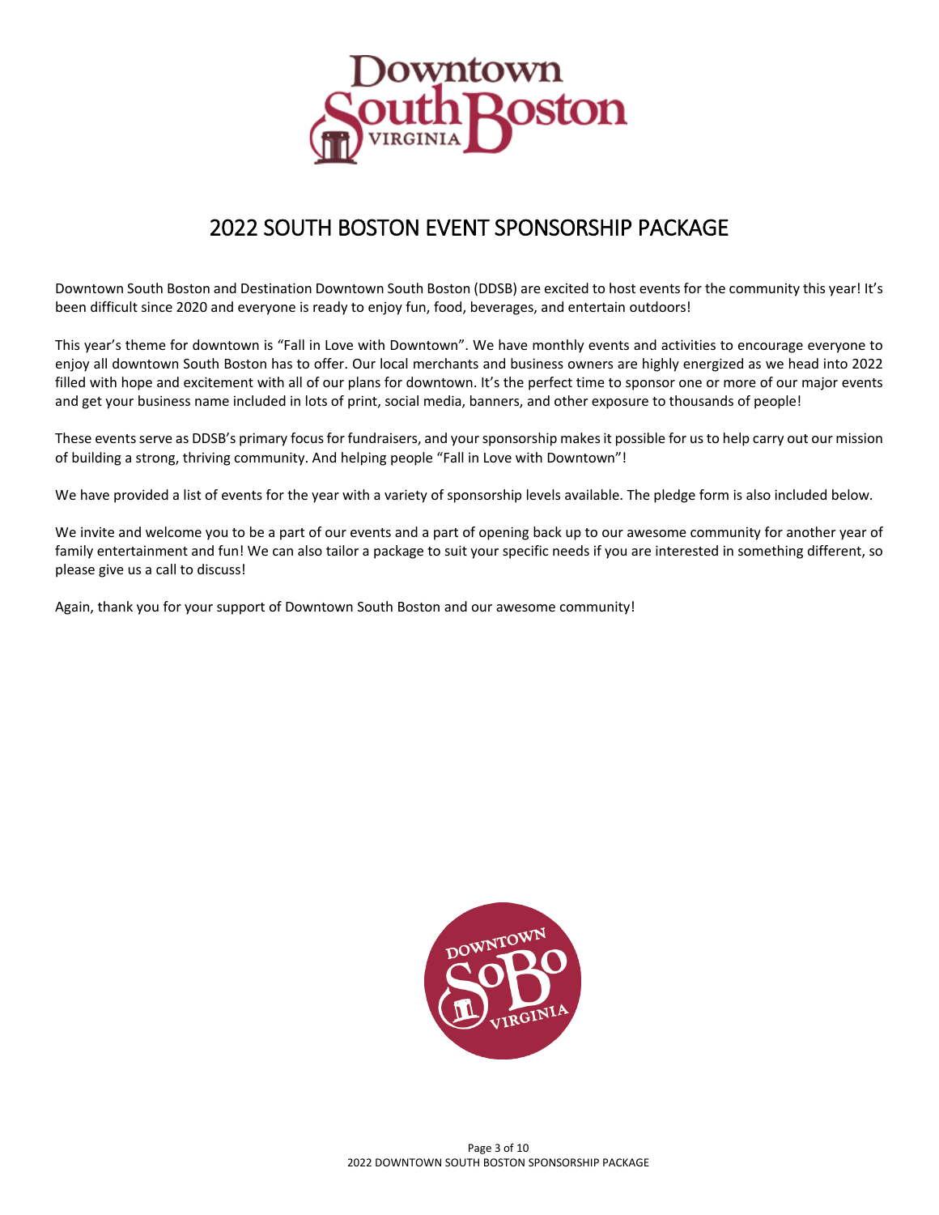# 2022 SOUTH BOSTON EVENT SPONSORSHIP PACKAGE

Downtown South Boston and Destination Downtown South Boston (DDSB) are excited to host events for the community this year! It's been difficult since 2020 and everyone is ready to enjoy fun, food, beverages, and entertain outdoors!

This year's theme for downtown is "Fall in Love with Downtown". We have monthly events and activities to encourage everyone to enjoy all downtown South Boston has to offer. Our local merchants and business owners are highly energized as we head into 2022 filled with hope and excitement with all of our plans for downtown. It's the perfect time to sponsor one or more of our major events and get your business name included in lots of print, social media, banners, and other exposure to thousands of people!

These events serve as DDSB's primary focus for fundraisers, and your sponsorship makes it possible for us to help carry out our mission of building a strong, thriving community. And helping people "Fall in Love with Downtown"!

We have provided a list of events for the year with a variety of sponsorship levels available. The pledge form is also included below.

We invite and welcome you to be a part of our events and a part of opening back up to our awesome community for another year of family entertainment and fun! We can also tailor a package to suit your specific needs if you are interested in something different, so please give us a call to discuss!

Again, thank you for your support of Downtown South Boston and our awesome community!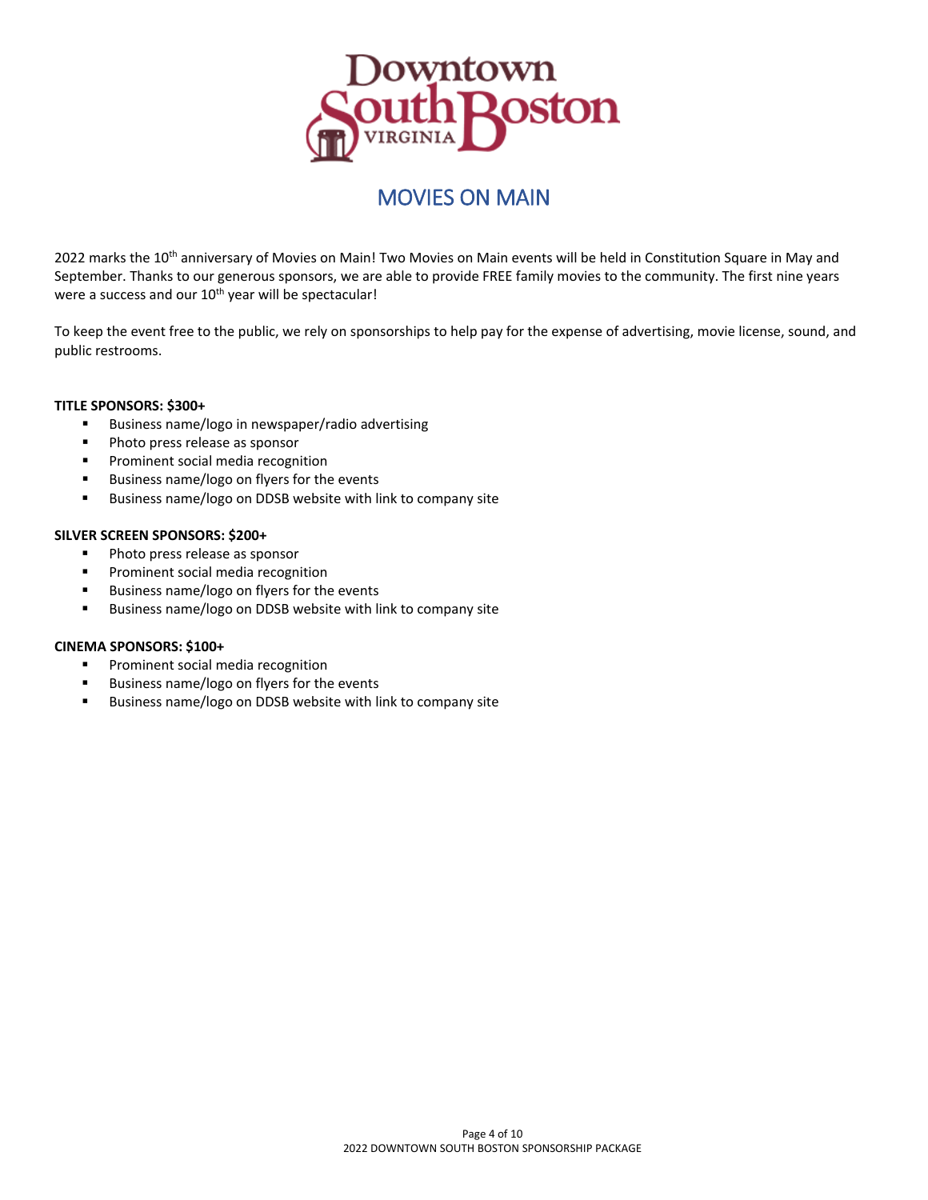Downtown South Boston VIRGINIA

# MOVIES ON MAIN

2022 marks the 10th anniversary of Movies on Main! Two Movies on Main events will be held in Constitution Square in May and September. Thanks to our generous sponsors, we are able to provide FREE family movies to the community. The first nine years were a success and our 10th year will be spectacular!

To keep the event free to the public, we rely on sponsorships to help pay for the expense of advertising, movie license, sound, and public restrooms.

**TITLE SPONSORS: $300+**

- Business name/logo in newspaper/radio advertising
- Photo press release as sponsor
- Prominent social media recognition
- Business name/logo on flyers for the events
- Business name/logo on DDSB website with link to company site

**SILVER SCREEN SPONSORS: $200+**

- Photo press release as sponsor
- Prominent social media recognition
- Business name/logo on flyers for the events
- Business name/logo on DDSB website with link to company site

**CINEMA SPONSORS: $100+**

- Prominent social media recognition
- Business name/logo on flyers for the events
- Business name/logo on DDSB website with link to company site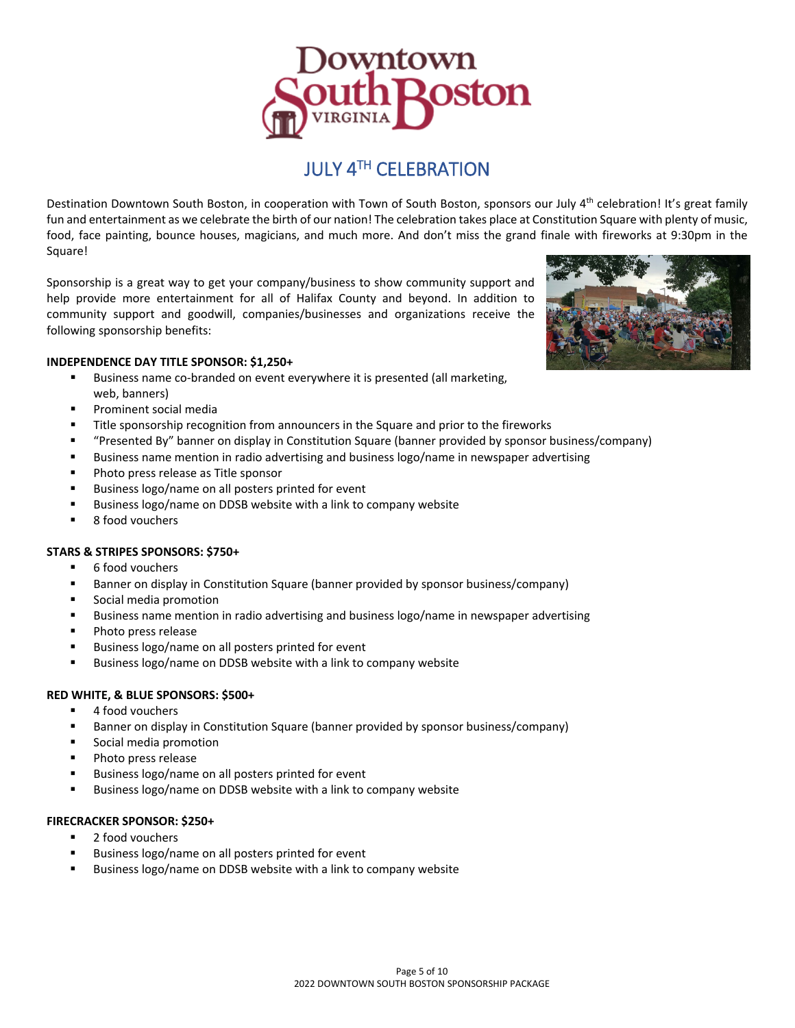# JULY 4TH CELEBRATION

Destination Downtown South Boston, in cooperation with Town of South Boston, sponsors our July 4th celebration! It's great family fun and entertainment as we celebrate the birth of our nation! The celebration takes place at Constitution Square with plenty of music, food, face painting, bounce houses, magicians, and much more. And don't miss the grand finale with fireworks at 9:30pm in the Square!

Sponsorship is a great way to get your company/business to show community support and help provide more entertainment for all of Halifax County and beyond. In addition to community support and goodwill, companies/businesses and organizations receive the following sponsorship benefits:

**INDEPENDENCE DAY TITLE SPONSOR: $1,250+**

- Business name co-branded on event everywhere it is presented (all marketing, web, banners)
- Prominent social media
- Title sponsorship recognition from announcers in the Square and prior to the fireworks
- "Presented By" banner on display in Constitution Square (banner provided by sponsor business/company)
- Business name mention in radio advertising and business logo/name in newspaper advertising
- Photo press release as Title sponsor
- Business logo/name on all posters printed for event
- Business logo/name on DDSB website with a link to company website
- 8 food vouchers

**STARS & STRIPES SPONSORS: $750+**

- 6 food vouchers
- Banner on display in Constitution Square (banner provided by sponsor business/company)
- Social media promotion
- Business name mention in radio advertising and business logo/name in newspaper advertising
- Photo press release
- Business logo/name on all posters printed for event
- Business logo/name on DDSB website with a link to company website

**RED WHITE, & BLUE SPONSORS: $500+**

- 4 food vouchers
- Banner on display in Constitution Square (banner provided by sponsor business/company)
- Social media promotion
- Photo press release
- Business logo/name on all posters printed for event
- Business logo/name on DDSB website with a link to company website

**FIRECRACKER SPONSOR: $250+**

- 2 food vouchers
- Business logo/name on all posters printed for event
- Business logo/name on DDSB website with a link to company website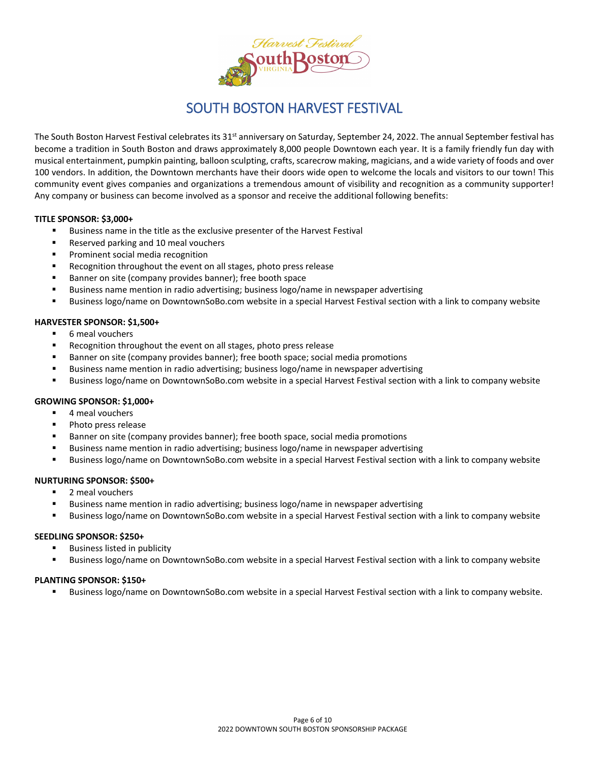# SOUTH BOSTON HARVEST FESTIVAL

The South Boston Harvest Festival celebrates its 31st anniversary on Saturday, September 24, 2022. The annual September festival has become a tradition in South Boston and draws approximately 8,000 people Downtown each year. It is a family friendly fun day with musical entertainment, pumpkin painting, balloon sculpting, crafts, scarecrow making, magicians, and a wide variety of foods and over 100 vendors. In addition, the Downtown merchants have their doors wide open to welcome the locals and visitors to our town! This community event gives companies and organizations a tremendous amount of visibility and recognition as a community supporter! Any company or business can become involved as a sponsor and receive the additional following benefits:

**TITLE SPONSOR: $3,000+**

- Business name in the title as the exclusive presenter of the Harvest Festival
- Reserved parking and 10 meal vouchers
- Prominent social media recognition
- Recognition throughout the event on all stages, photo press release
- Banner on site (company provides banner); free booth space
- Business name mention in radio advertising; business logo/name in newspaper advertising
- Business logo/name on DowntownSoBo.com website in a special Harvest Festival section with a link to company website

**HARVESTER SPONSOR: $1,500+**

- 6 meal vouchers
- Recognition throughout the event on all stages, photo press release
- Banner on site (company provides banner); free booth space; social media promotions
- Business name mention in radio advertising; business logo/name in newspaper advertising
- Business logo/name on DowntownSoBo.com website in a special Harvest Festival section with a link to company website

**GROWING SPONSOR: $1,000+**

- 4 meal vouchers
- Photo press release
- Banner on site (company provides banner); free booth space, social media promotions
- Business name mention in radio advertising; business logo/name in newspaper advertising
- Business logo/name on DowntownSoBo.com website in a special Harvest Festival section with a link to company website

**NURTURING SPONSOR: $500+**

- 2 meal vouchers
- Business name mention in radio advertising; business logo/name in newspaper advertising
- Business logo/name on DowntownSoBo.com website in a special Harvest Festival section with a link to company website

**SEEDLING SPONSOR: $250+**

- Business listed in publicity
- Business logo/name on DowntownSoBo.com website in a special Harvest Festival section with a link to company website

**PLANTING SPONSOR: $150+**

- Business logo/name on DowntownSoBo.com website in a special Harvest Festival section with a link to company website.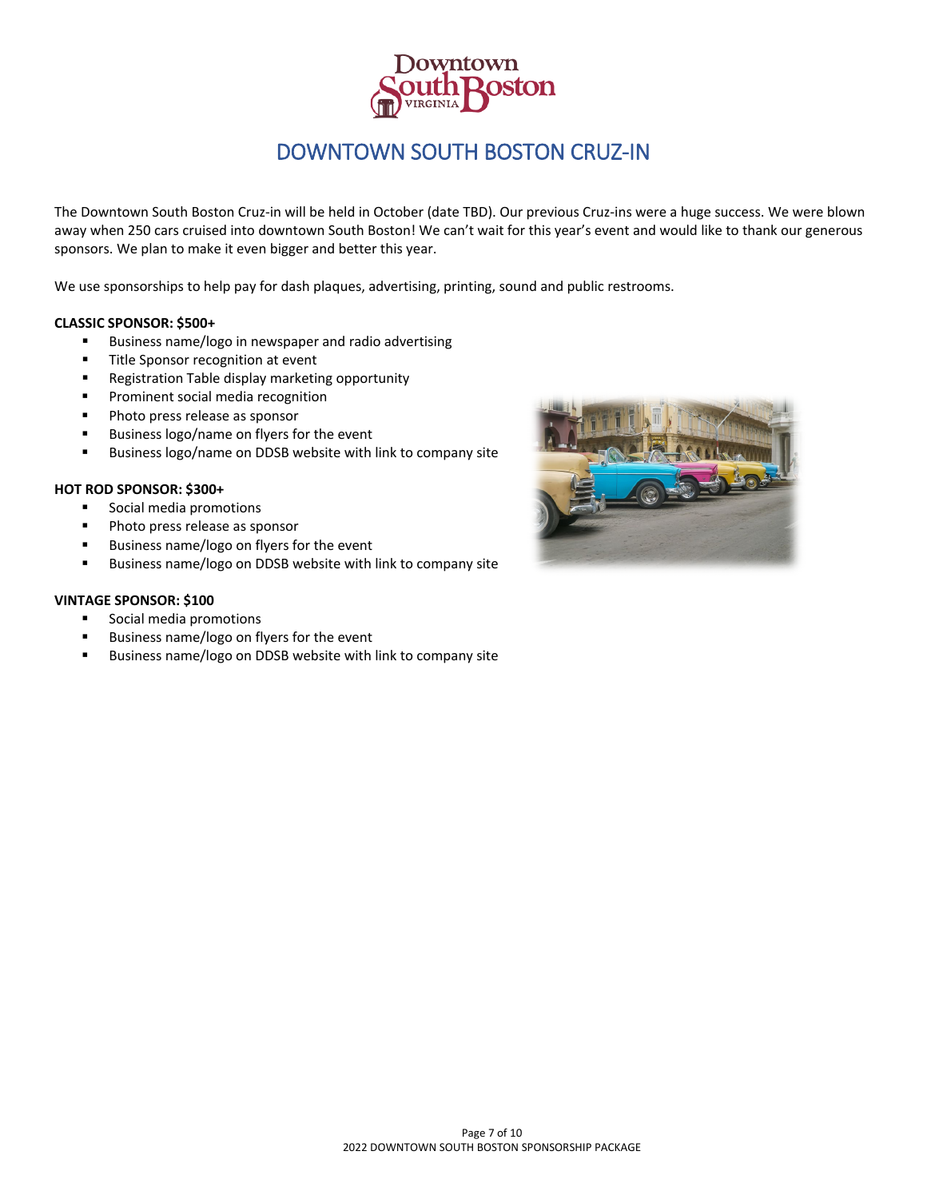# DOWNTOWN SOUTH BOSTON CRUZ-IN

The Downtown South Boston Cruz-in will be held in October (date TBD). Our previous Cruz-ins were a huge success. We were blown away when 250 cars cruised into downtown South Boston! We can't wait for this year's event and would like to thank our generous sponsors. We plan to make it even bigger and better this year.

We use sponsorships to help pay for dash plaques, advertising, printing, sound and public restrooms.

**CLASSIC SPONSOR: $500+**

- Business name/logo in newspaper and radio advertising
- Title Sponsor recognition at event
- Registration Table display marketing opportunity
- Prominent social media recognition
- Photo press release as sponsor
- Business logo/name on flyers for the event
- Business logo/name on DDSB website with link to company site

**HOT ROD SPONSOR: $300+**

- Social media promotions
- Photo press release as sponsor
- Business name/logo on flyers for the event
- Business name/logo on DDSB website with link to company site

**VINTAGE SPONSOR: $100**

- Social media promotions
- Business name/logo on flyers for the event
- Business name/logo on DDSB website with link to company site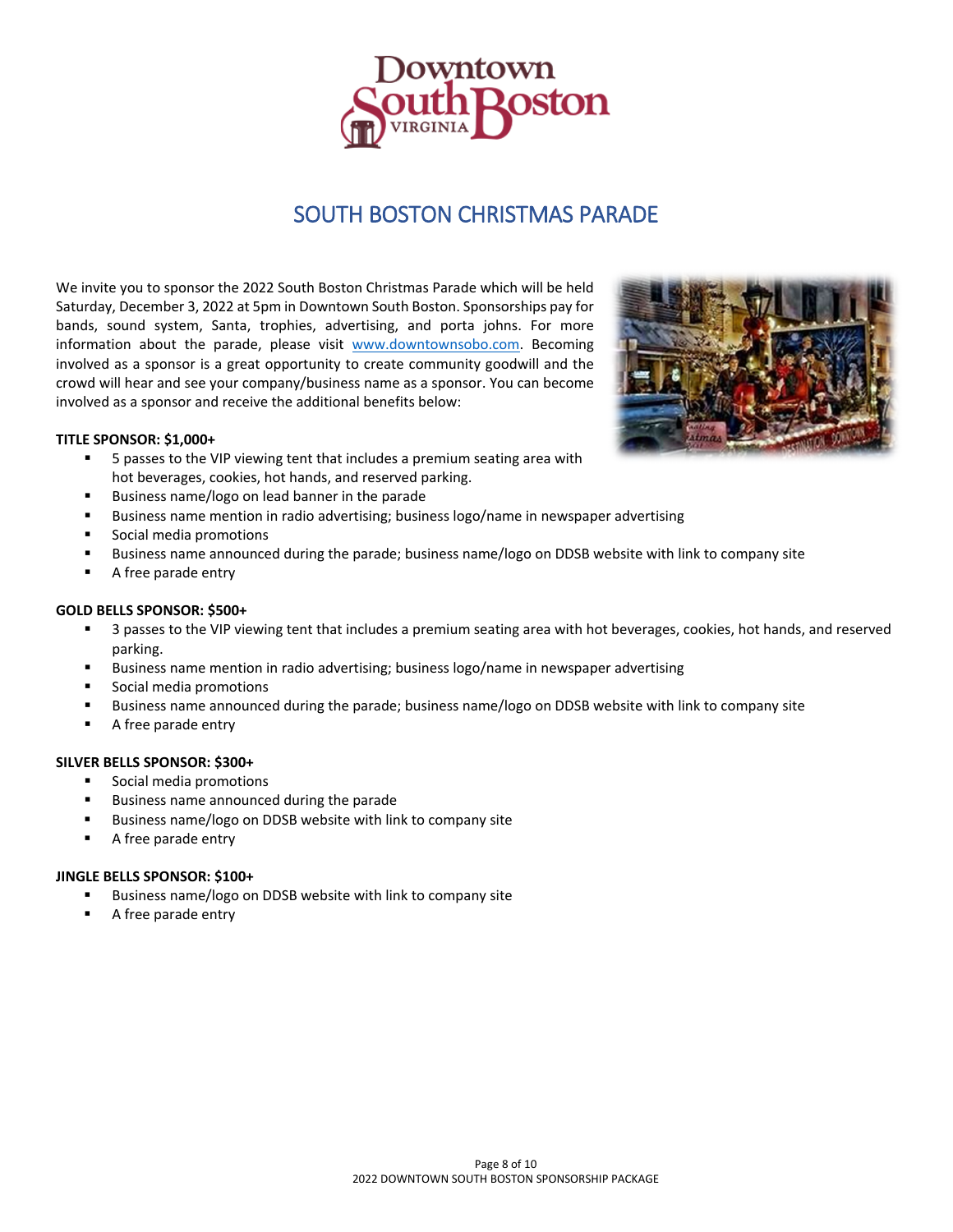# SOUTH BOSTON CHRISTMAS PARADE

We invite you to sponsor the 2022 South Boston Christmas Parade which will be held Saturday, December 3, 2022 at 5pm in Downtown South Boston. Sponsorships pay for bands, sound system, Santa, trophies, advertising, and porta johns. For more information about the parade, please visit www.downtownsobo.com. Becoming involved as a sponsor is a great opportunity to create community goodwill and the crowd will hear and see your company/business name as a sponsor. You can become involved as a sponsor and receive the additional benefits below:

**TITLE SPONSOR: $1,000+**

- 5 passes to the VIP viewing tent that includes a premium seating area with hot beverages, cookies, hot hands, and reserved parking.
- Business name/logo on lead banner in the parade
- Business name mention in radio advertising; business logo/name in newspaper advertising
- Social media promotions
- Business name announced during the parade; business name/logo on DDSB website with link to company site
- A free parade entry

**GOLD BELLS SPONSOR: $500+**

- 3 passes to the VIP viewing tent that includes a premium seating area with hot beverages, cookies, hot hands, and reserved parking.
- Business name mention in radio advertising; business logo/name in newspaper advertising
- Social media promotions
- Business name announced during the parade; business name/logo on DDSB website with link to company site
- A free parade entry

**SILVER BELLS SPONSOR: $300+**

- Social media promotions
- Business name announced during the parade
- Business name/logo on DDSB website with link to company site
- A free parade entry

**JINGLE BELLS SPONSOR: $100+**

- Business name/logo on DDSB website with link to company site
- A free parade entry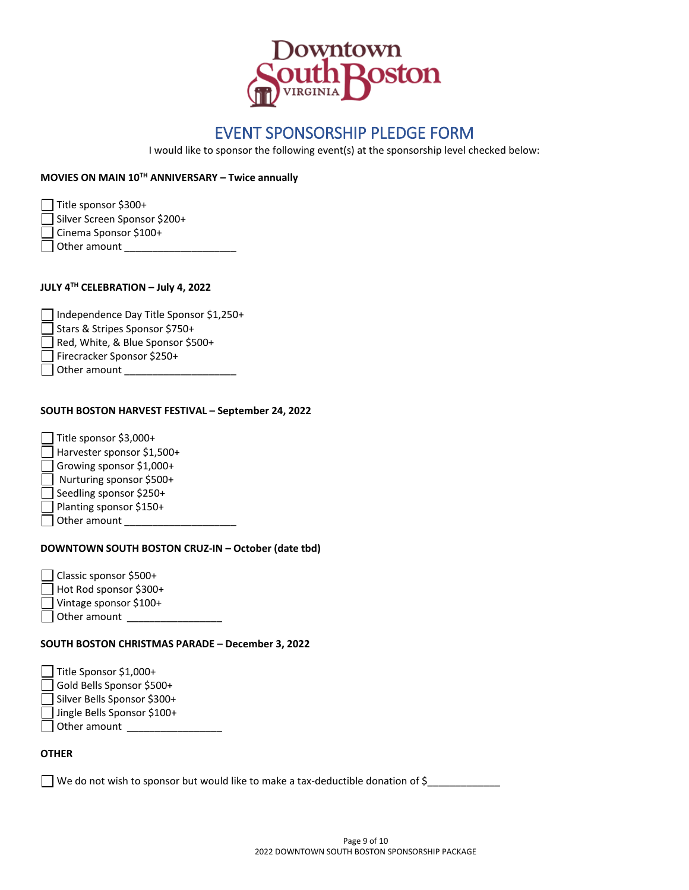# EVENT SPONSORSHIP PLEDGE FORM

I would like to sponsor the following event(s) at the sponsorship level checked below:

**MOVIES ON MAIN 10TH ANNIVERSARY – Twice annually**

- ☐ Title sponsor $300+
- ☐ Silver Screen Sponsor $200+
- ☐ Cinema Sponsor $100+
- ☐ Other amount ____________________

**JULY 4TH CELEBRATION – July 4, 2022**

- ☐ Independence Day Title Sponsor $1,250+
- ☐ Stars & Stripes Sponsor $750+
- ☐ Red, White, & Blue Sponsor $500+
- ☐ Firecracker Sponsor $250+
- ☐ Other amount ____________________

**SOUTH BOSTON HARVEST FESTIVAL – September 24, 2022**

- ☐ Title sponsor $3,000+
- ☐ Harvester sponsor $1,500+
- ☐ Growing sponsor $1,000+
- ☐ Nurturing sponsor $500+
- ☐ Seedling sponsor $250+
- ☐ Planting sponsor $150+
- ☐ Other amount ____________________

**DOWNTOWN SOUTH BOSTON CRUZ-IN – October (date tbd)**

- ☐ Classic sponsor $500+
- ☐ Hot Rod sponsor $300+
- ☐ Vintage sponsor $100+
- ☐ Other amount _________________

**SOUTH BOSTON CHRISTMAS PARADE – December 3, 2022**

- ☐ Title Sponsor $1,000+
- ☐ Gold Bells Sponsor $500+
- ☐ Silver Bells Sponsor $300+
- ☐ Jingle Bells Sponsor $100+
- ☐ Other amount _________________

**OTHER**

- ☐ We do not wish to sponsor but would like to make a tax-deductible donation of $_____________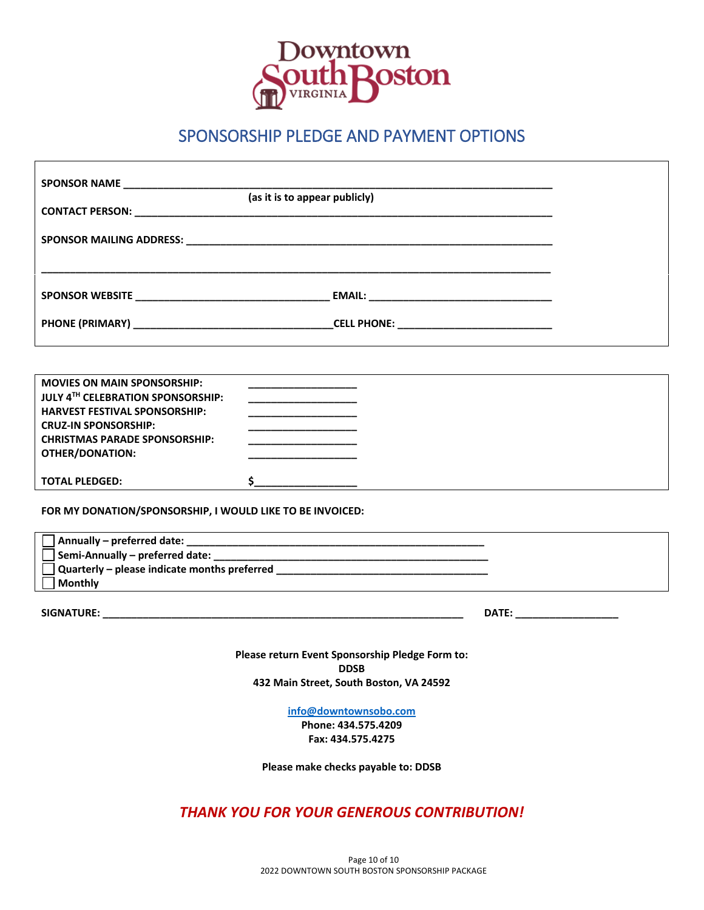Downtown South Boston VIRGINIA

# SPONSORSHIP PLEDGE AND PAYMENT OPTIONS

**SPONSOR NAME** ______________________________________________________________________________

(as it is to appear publicly)

**CONTACT PERSON:** ___________________________________________________________________________

**SPONSOR MAILING ADDRESS:** ___________________________________________________________________

_______________________________________________________________________________________________

**SPONSOR WEBSITE** _________________________________ **EMAIL:** ________________________________

**PHONE (PRIMARY)** __________________________________ **CELL PHONE:** ___________________________

| | |
|---|---|
| **MOVIES ON MAIN SPONSORSHIP:** | __________________ |
| **JULY 4TH CELEBRATION SPONSORSHIP:** | __________________ |
| **HARVEST FESTIVAL SPONSORSHIP:** | __________________ |
| **CRUZ-IN SPONSORSHIP:** | __________________ |
| **CHRISTMAS PARADE SPONSORSHIP:** | __________________ |
| **OTHER/DONATION:** | __________________ |
| **TOTAL PLEDGED:** | $_________________ |

**FOR MY DONATION/SPONSORSHIP, I WOULD LIKE TO BE INVOICED:**

- ☐ **Annually – preferred date:** ______________________________________________________
- ☐ **Semi-Annually – preferred date:** _________________________________________________
- ☐ **Quarterly – please indicate months preferred** ___________________________________
- ☐ **Monthly**

**SIGNATURE:** _______________________________________________________________ **DATE:** __________________

**Please return Event Sponsorship Pledge Form to:**
**DDSB**
**432 Main Street, South Boston, VA 24592**

info@downtownsobo.com
**Phone: 434.575.4209**
**Fax: 434.575.4275**

**Please make checks payable to: DDSB**

***THANK YOU FOR YOUR GENEROUS CONTRIBUTION!***